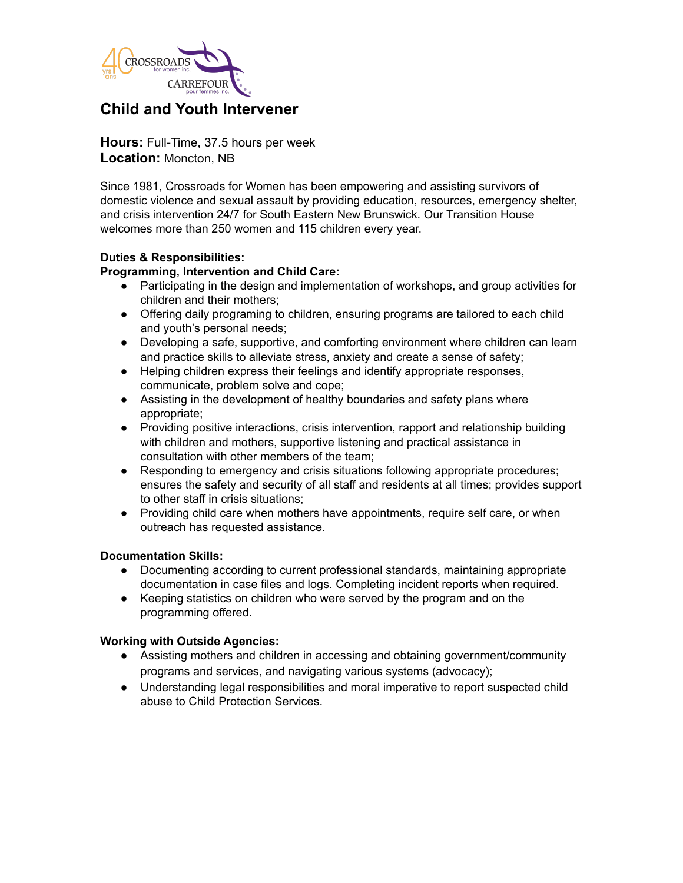# Child and Youth Intervener

**Hours:** Full-Time, 37.5 hours per week
**Location:** Moncton, NB

Since 1981, Crossroads for Women has been empowering and assisting survivors of domestic violence and sexual assault by providing education, resources, emergency shelter, and crisis intervention 24/7 for South Eastern New Brunswick. Our Transition House welcomes more than 250 women and 115 children every year.

**Duties & Responsibilities:**

**Programming, Intervention and Child Care:**

- Participating in the design and implementation of workshops, and group activities for children and their mothers;
- Offering daily programing to children, ensuring programs are tailored to each child and youth's personal needs;
- Developing a safe, supportive, and comforting environment where children can learn and practice skills to alleviate stress, anxiety and create a sense of safety;
- Helping children express their feelings and identify appropriate responses, communicate, problem solve and cope;
- Assisting in the development of healthy boundaries and safety plans where appropriate;
- Providing positive interactions, crisis intervention, rapport and relationship building with children and mothers, supportive listening and practical assistance in consultation with other members of the team;
- Responding to emergency and crisis situations following appropriate procedures; ensures the safety and security of all staff and residents at all times; provides support to other staff in crisis situations;
- Providing child care when mothers have appointments, require self care, or when outreach has requested assistance.

**Documentation Skills:**

- Documenting according to current professional standards, maintaining appropriate documentation in case files and logs. Completing incident reports when required.
- Keeping statistics on children who were served by the program and on the programming offered.

**Working with Outside Agencies:**

- Assisting mothers and children in accessing and obtaining government/community programs and services, and navigating various systems (advocacy);
- Understanding legal responsibilities and moral imperative to report suspected child abuse to Child Protection Services.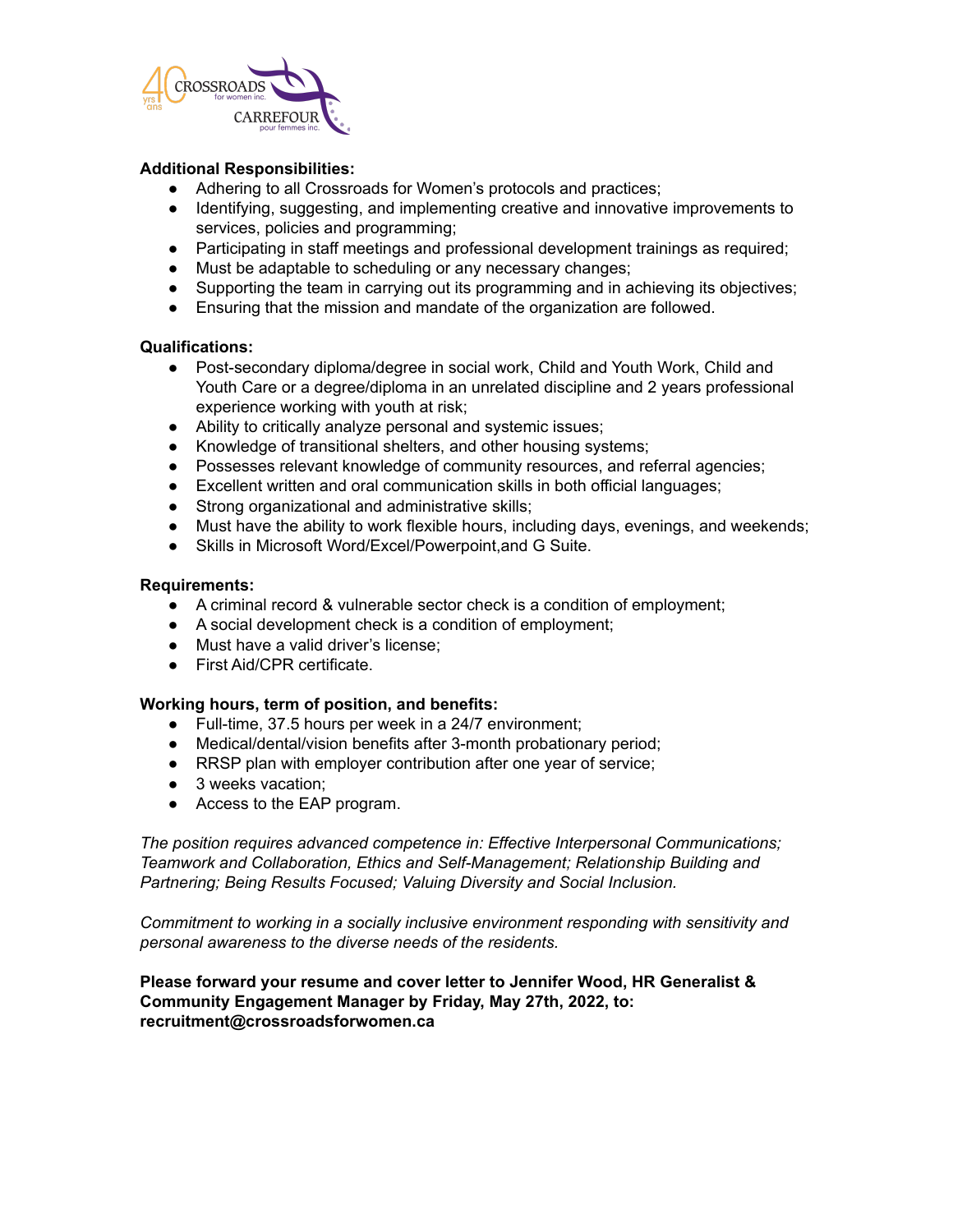**Additional Responsibilities:**

- Adhering to all Crossroads for Women's protocols and practices;
- Identifying, suggesting, and implementing creative and innovative improvements to services, policies and programming;
- Participating in staff meetings and professional development trainings as required;
- Must be adaptable to scheduling or any necessary changes;
- Supporting the team in carrying out its programming and in achieving its objectives;
- Ensuring that the mission and mandate of the organization are followed.

**Qualifications:**

- Post-secondary diploma/degree in social work, Child and Youth Work, Child and Youth Care or a degree/diploma in an unrelated discipline and 2 years professional experience working with youth at risk;
- Ability to critically analyze personal and systemic issues;
- Knowledge of transitional shelters, and other housing systems;
- Possesses relevant knowledge of community resources, and referral agencies;
- Excellent written and oral communication skills in both official languages;
- Strong organizational and administrative skills;
- Must have the ability to work flexible hours, including days, evenings, and weekends;
- Skills in Microsoft Word/Excel/Powerpoint,and G Suite.

**Requirements:**

- A criminal record & vulnerable sector check is a condition of employment;
- A social development check is a condition of employment;
- Must have a valid driver's license;
- First Aid/CPR certificate.

**Working hours, term of position, and benefits:**

- Full-time, 37.5 hours per week in a 24/7 environment;
- Medical/dental/vision benefits after 3-month probationary period;
- RRSP plan with employer contribution after one year of service;
- 3 weeks vacation;
- Access to the EAP program.

*The position requires advanced competence in: Effective Interpersonal Communications; Teamwork and Collaboration, Ethics and Self-Management; Relationship Building and Partnering; Being Results Focused; Valuing Diversity and Social Inclusion.*

*Commitment to working in a socially inclusive environment responding with sensitivity and personal awareness to the diverse needs of the residents.*

**Please forward your resume and cover letter to Jennifer Wood, HR Generalist & Community Engagement Manager by Friday, May 27th, 2022, to: recruitment@crossroadsforwomen.ca**